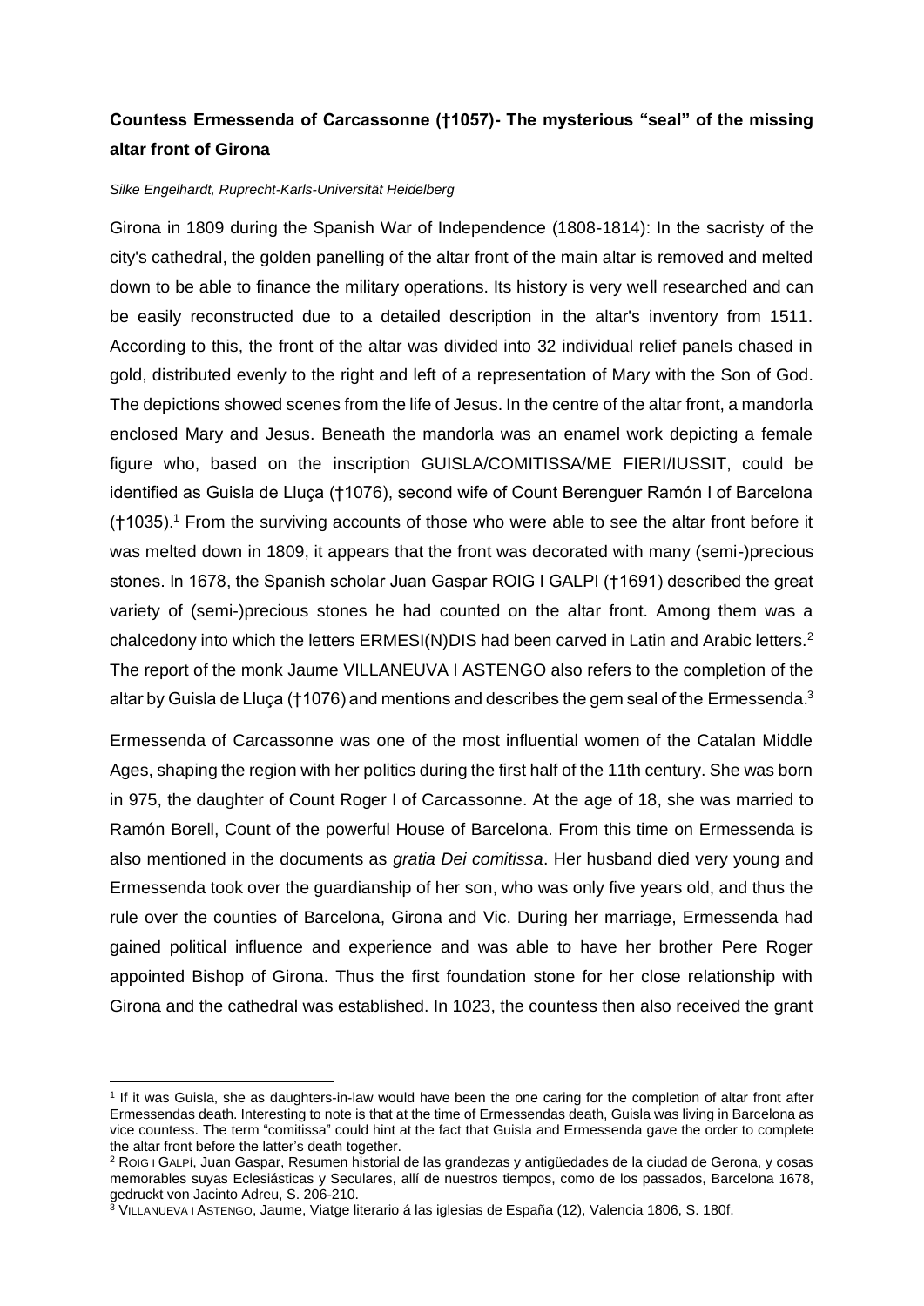**Countess Ermessenda of Carcassonne (†1057)- The mysterious "seal" of the missing altar front of Girona**

*Silke Engelhardt, Ruprecht-Karls-Universität Heidelberg*

Girona in 1809 during the Spanish War of Independence (1808-1814): In the sacristy of the city's cathedral, the golden panelling of the altar front of the main altar is removed and melted down to be able to finance the military operations. Its history is very well researched and can be easily reconstructed due to a detailed description in the altar's inventory from 1511. According to this, the front of the altar was divided into 32 individual relief panels chased in gold, distributed evenly to the right and left of a representation of Mary with the Son of God. The depictions showed scenes from the life of Jesus. In the centre of the altar front, a mandorla enclosed Mary and Jesus. Beneath the mandorla was an enamel work depicting a female figure who, based on the inscription GUISLA/COMITISSA/ME FIERI/IUSSIT, could be identified as Guisla de Lluça (†1076), second wife of Count Berenguer Ramón I of Barcelona (†1035).[1] From the surviving accounts of those who were able to see the altar front before it was melted down in 1809, it appears that the front was decorated with many (semi-)precious stones. In 1678, the Spanish scholar Juan Gaspar ROIG I GALPI (†1691) described the great variety of (semi-)precious stones he had counted on the altar front. Among them was a chalcedony into which the letters ERMESI(N)DIS had been carved in Latin and Arabic letters.[2] The report of the monk Jaume VILLANEUVA I ASTENGO also refers to the completion of the altar by Guisla de Lluça (†1076) and mentions and describes the gem seal of the Ermessenda.[3]

Ermessenda of Carcassonne was one of the most influential women of the Catalan Middle Ages, shaping the region with her politics during the first half of the 11th century. She was born in 975, the daughter of Count Roger I of Carcassonne. At the age of 18, she was married to Ramón Borell, Count of the powerful House of Barcelona. From this time on Ermessenda is also mentioned in the documents as *gratia Dei comitissa*. Her husband died very young and Ermessenda took over the guardianship of her son, who was only five years old, and thus the rule over the counties of Barcelona, Girona and Vic. During her marriage, Ermessenda had gained political influence and experience and was able to have her brother Pere Roger appointed Bishop of Girona. Thus the first foundation stone for her close relationship with Girona and the cathedral was established. In 1023, the countess then also received the grant

---

[1] If it was Guisla, she as daughters-in-law would have been the one caring for the completion of altar front after Ermessendas death. Interesting to note is that at the time of Ermessendas death, Guisla was living in Barcelona as vice countess. The term "comitissa" could hint at the fact that Guisla and Ermessenda gave the order to complete the altar front before the latter's death together.

[2] ROIG I GALPÍ, Juan Gaspar, Resumen historial de las grandezas y antigüedades de la ciudad de Gerona, y cosas memorables suyas Eclesiásticas y Seculares, allí de nuestros tiempos, como de los passados, Barcelona 1678, gedruckt von Jacinto Andreu, S. 206-210.

[3] VILLANUEVA I ASTENGO, Jaume, Viatge literario á las iglesias de España (12), Valencia 1806, S. 180f.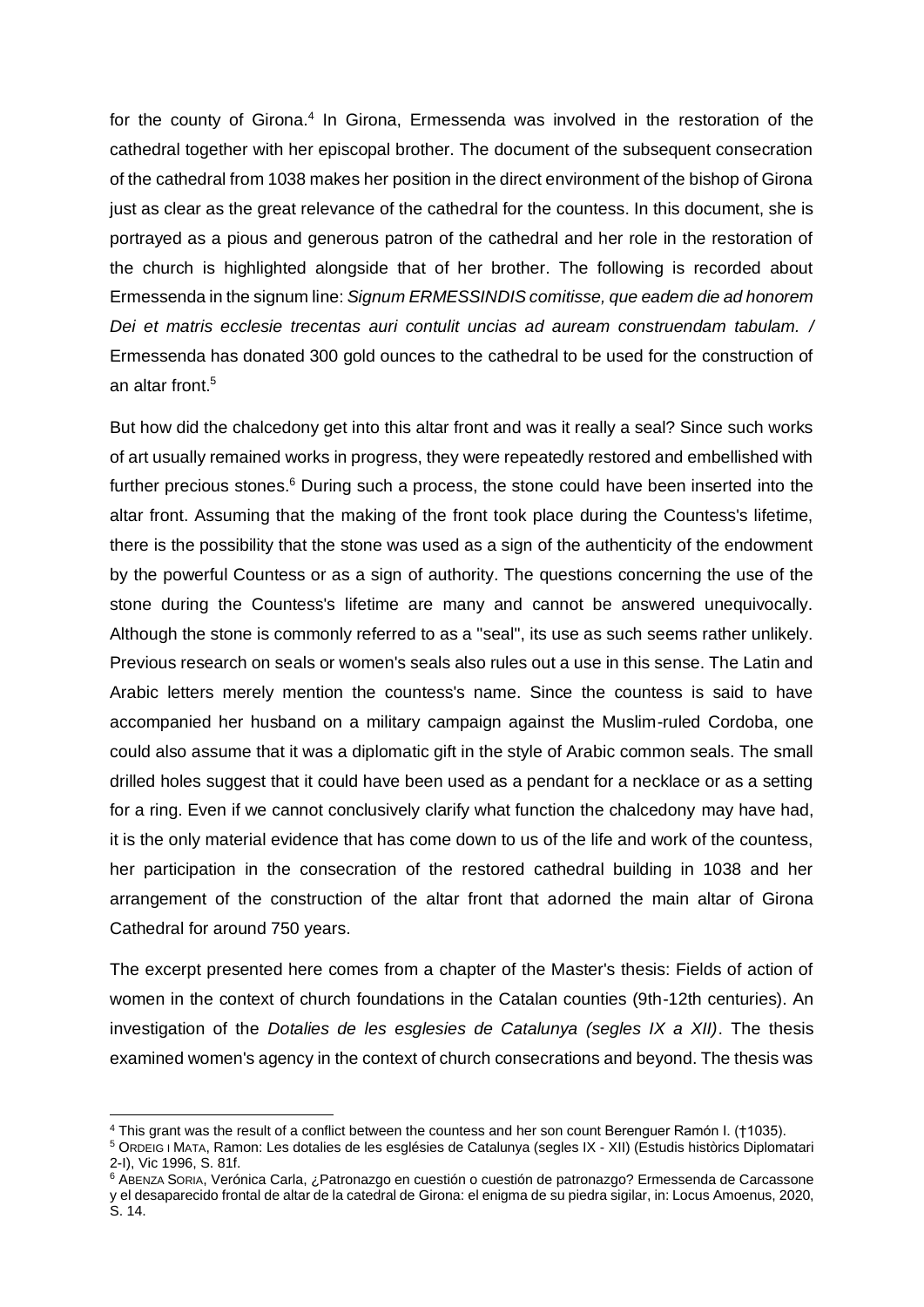for the county of Girona.[4] In Girona, Ermessenda was involved in the restoration of the cathedral together with her episcopal brother. The document of the subsequent consecration of the cathedral from 1038 makes her position in the direct environment of the bishop of Girona just as clear as the great relevance of the cathedral for the countess. In this document, she is portrayed as a pious and generous patron of the cathedral and her role in the restoration of the church is highlighted alongside that of her brother. The following is recorded about Ermessenda in the signum line: *Signum ERMESSINDIS comitisse, que eadem die ad honorem Dei et matris ecclesie trecentas auri contulit uncias ad auream construendam tabulam. /* Ermessenda has donated 300 gold ounces to the cathedral to be used for the construction of an altar front.[5]

But how did the chalcedony get into this altar front and was it really a seal? Since such works of art usually remained works in progress, they were repeatedly restored and embellished with further precious stones.[6] During such a process, the stone could have been inserted into the altar front. Assuming that the making of the front took place during the Countess's lifetime, there is the possibility that the stone was used as a sign of the authenticity of the endowment by the powerful Countess or as a sign of authority. The questions concerning the use of the stone during the Countess's lifetime are many and cannot be answered unequivocally. Although the stone is commonly referred to as a "seal", its use as such seems rather unlikely. Previous research on seals or women's seals also rules out a use in this sense. The Latin and Arabic letters merely mention the countess's name. Since the countess is said to have accompanied her husband on a military campaign against the Muslim-ruled Cordoba, one could also assume that it was a diplomatic gift in the style of Arabic common seals. The small drilled holes suggest that it could have been used as a pendant for a necklace or as a setting for a ring. Even if we cannot conclusively clarify what function the chalcedony may have had, it is the only material evidence that has come down to us of the life and work of the countess, her participation in the consecration of the restored cathedral building in 1038 and her arrangement of the construction of the altar front that adorned the main altar of Girona Cathedral for around 750 years.

The excerpt presented here comes from a chapter of the Master's thesis: Fields of action of women in the context of church foundations in the Catalan counties (9th-12th centuries). An investigation of the *Dotalies de les esglesies de Catalunya (segles IX a XII)*. The thesis examined women's agency in the context of church consecrations and beyond. The thesis was

---

[4] This grant was the result of a conflict between the countess and her son count Berenguer Ramón I. (†1035).

[5] ORDEIG I MATA, Ramon: Les dotalies de les esglésies de Catalunya (segles IX - XII) (Estudis històrics Diplomatari 2-I), Vic 1996, S. 81f.

[6] ABENZA SORIA, Verónica Carla, ¿Patronazgo en cuestión o cuestión de patronazgo? Ermessenda de Carcassone y el desaparecido frontal de altar de la catedral de Girona: el enigma de su piedra sigilar, in: Locus Amoenus, 2020, S. 14.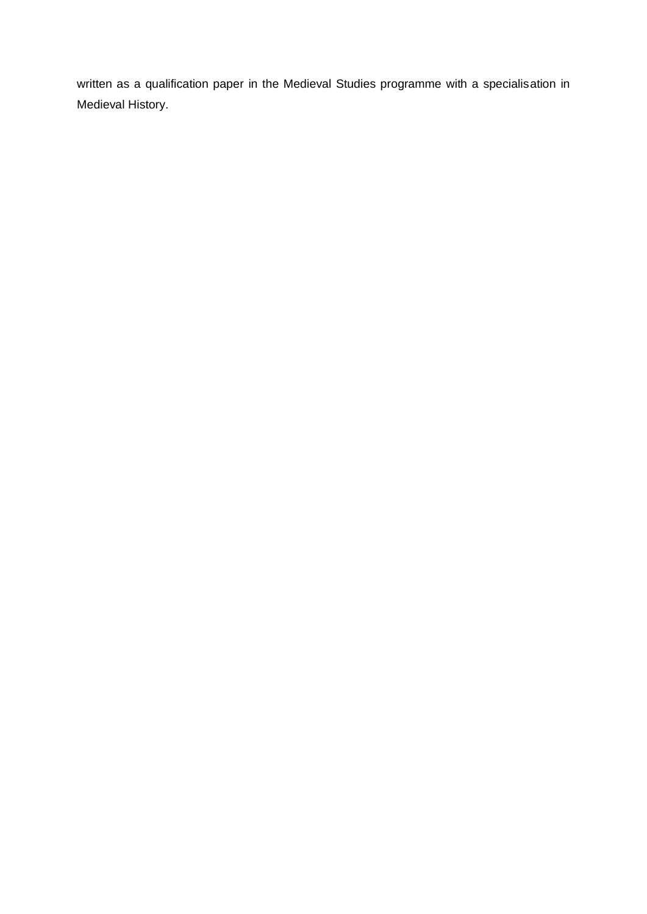written as a qualification paper in the Medieval Studies programme with a specialisation in Medieval History.